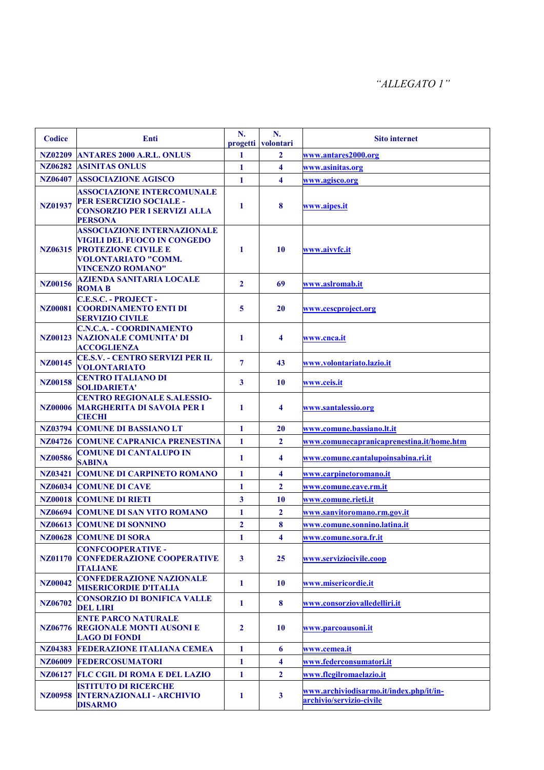*"ALLEGATO 1"*

| Codice | Enti | N. progetti | N. volontari | Sito internet |
|---|---|---|---|---|
| NZ02209 | ANTARES 2000 A.R.L. ONLUS | 1 | 2 | www.antares2000.org |
| NZ06282 | ASINITAS ONLUS | 1 | 4 | www.asinitas.org |
| NZ06407 | ASSOCIAZIONE AGISCO | 1 | 4 | www.agisco.org |
| NZ01937 | ASSOCIAZIONE INTERCOMUNALE PER ESERCIZIO SOCIALE - CONSORZIO PER I SERVIZI ALLA PERSONA | 1 | 8 | www.aipes.it |
| NZ06315 | ASSOCIAZIONE INTERNAZIONALE VIGILI DEL FUOCO IN CONGEDO PROTEZIONE CIVILE E VOLONTARIATO "COMM. VINCENZO ROMANO" | 1 | 10 | www.aivvfc.it |
| NZ00156 | AZIENDA SANITARIA LOCALE ROMA B | 2 | 69 | www.aslromab.it |
| NZ00081 | C.E.S.C. - PROJECT - COORDINAMENTO ENTI DI SERVIZIO CIVILE | 5 | 20 | www.cescproject.org |
| NZ00123 | C.N.C.A. - COORDINAMENTO NAZIONALE COMUNITA' DI ACCOGLIENZA | 1 | 4 | www.cnca.it |
| NZ00145 | CE.S.V. - CENTRO SERVIZI PER IL VOLONTARIATO | 7 | 43 | www.volontariato.lazio.it |
| NZ00158 | CENTRO ITALIANO DI SOLIDARIETA' | 3 | 10 | www.ceis.it |
| NZ00006 | CENTRO REGIONALE S.ALESSIO-MARGHERITA DI SAVOIA PER I CIECHI | 1 | 4 | www.santalessio.org |
| NZ03794 | COMUNE DI BASSIANO LT | 1 | 20 | www.comune.bassiano.lt.it |
| NZ04726 | COMUNE CAPRANICA PRENESTINA | 1 | 2 | www.comunecapranicaprenestina.it/home.htm |
| NZ00586 | COMUNE DI CANTALUPO IN SABINA | 1 | 4 | www.comune.cantalupoinsabina.ri.it |
| NZ03421 | COMUNE DI CARPINETO ROMANO | 1 | 4 | www.carpinetoromano.it |
| NZ06034 | COMUNE DI CAVE | 1 | 2 | www.comune.cave.rm.it |
| NZ00018 | COMUNE DI RIETI | 3 | 10 | www.comune.rieti.it |
| NZ06694 | COMUNE DI SAN VITO ROMANO | 1 | 2 | www.sanvitoromano.rm.gov.it |
| NZ06613 | COMUNE DI SONNINO | 2 | 8 | www.comune.sonnino.latina.it |
| NZ00628 | COMUNE DI SORA | 1 | 4 | www.comune.sora.fr.it |
| NZ01170 | CONFCOOPERATIVE - CONFEDERAZIONE COOPERATIVE ITALIANE | 3 | 25 | www.serviziocivile.coop |
| NZ00042 | CONFEDERAZIONE NAZIONALE MISERICORDIE D'ITALIA | 1 | 10 | www.misericordie.it |
| NZ06702 | CONSORZIO DI BONIFICA VALLE DEL LIRI | 1 | 8 | www.consorziovalledelliri.it |
| NZ06776 | ENTE PARCO NATURALE REGIONALE MONTI AUSONI E LAGO DI FONDI | 2 | 10 | www.parcoausoni.it |
| NZ04383 | FEDERAZIONE ITALIANA CEMEA | 1 | 6 | www.cemea.it |
| NZ06009 | FEDERCOSUMATORI | 1 | 4 | www.federconsumatori.it |
| NZ06127 | FLC CGIL DI ROMA E DEL LAZIO | 1 | 2 | www.flcgilromaelazio.it |
| NZ00958 | ISTITUTO DI RICERCHE INTERNAZIONALI - ARCHIVIO DISARMO | 1 | 3 | www.archiviodisarmo.it/index.php/it/in-archivio/servizio-civile |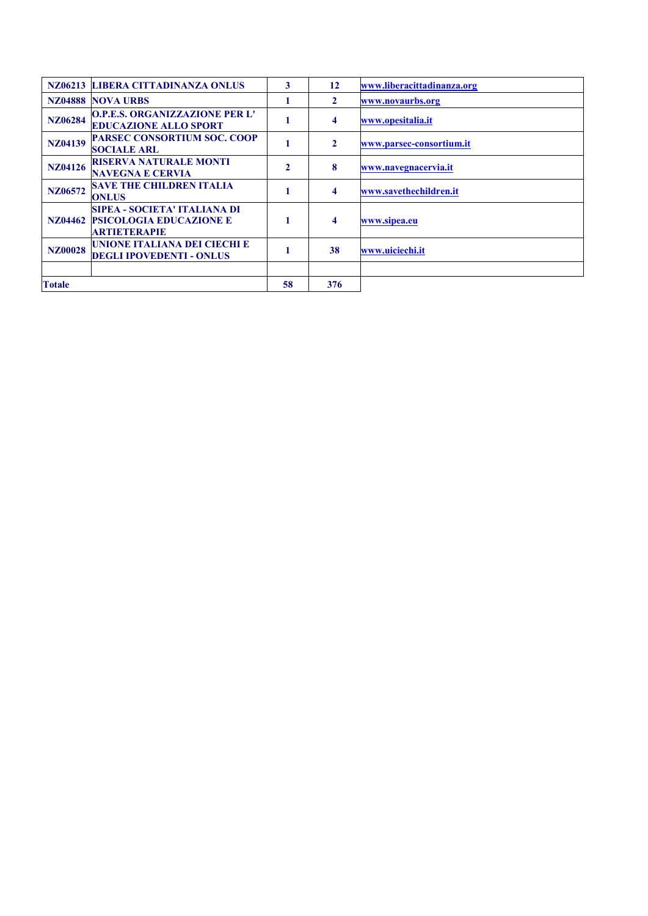| | | | | |
|---|---|---|---|---|
| **NZ06213** | **LIBERA CITTADINANZA ONLUS** | **3** | **12** | **www.liberacittadinanza.org** |
| **NZ04888** | **NOVA URBS** | **1** | **2** | **www.novaurbs.org** |
| **NZ06284** | **O.P.E.S. ORGANIZZAZIONE PER L' EDUCAZIONE ALLO SPORT** | **1** | **4** | **www.opesitalia.it** |
| **NZ04139** | **PARSEC CONSORTIUM SOC. COOP SOCIALE ARL** | **1** | **2** | **www.parsec-consortium.it** |
| **NZ04126** | **RISERVA NATURALE MONTI NAVEGNA E CERVIA** | **2** | **8** | **www.navegnacervia.it** |
| **NZ06572** | **SAVE THE CHILDREN ITALIA ONLUS** | **1** | **4** | **www.savethechildren.it** |
| **NZ04462** | **SIPEA - SOCIETA' ITALIANA DI PSICOLOGIA EDUCAZIONE E ARTIETERAPIE** | **1** | **4** | **www.sipea.eu** |
| **NZ00028** | **UNIONE ITALIANA DEI CIECHI E DEGLI IPOVEDENTI - ONLUS** | **1** | **38** | **www.uiciechi.it** |
| | | | | |
| **Totale** | | **58** | **376** | |